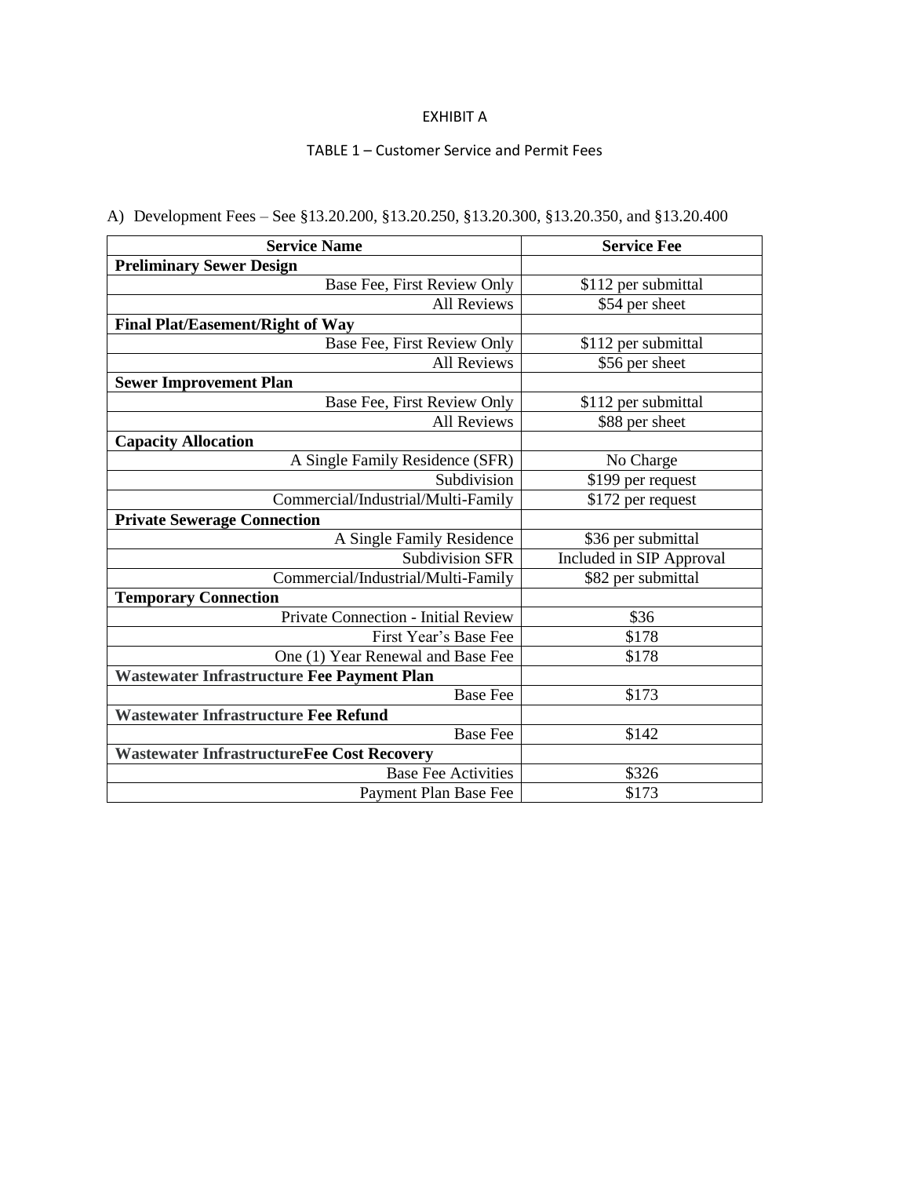EXHIBIT A

TABLE 1 – Customer Service and Permit Fees

A) Development Fees – See §13.20.200, §13.20.250, §13.20.300, §13.20.350, and §13.20.400

| Service Name | Service Fee |
|---|---|
| **Preliminary Sewer Design** | |
| Base Fee, First Review Only | $112 per submittal |
| All Reviews | $54 per sheet |
| **Final Plat/Easement/Right of Way** | |
| Base Fee, First Review Only | $112 per submittal |
| All Reviews | $56 per sheet |
| **Sewer Improvement Plan** | |
| Base Fee, First Review Only | $112 per submittal |
| All Reviews | $88 per sheet |
| **Capacity Allocation** | |
| A Single Family Residence (SFR) | No Charge |
| Subdivision | $199 per request |
| Commercial/Industrial/Multi-Family | $172 per request |
| **Private Sewerage Connection** | |
| A Single Family Residence | $36 per submittal |
| Subdivision SFR | Included in SIP Approval |
| Commercial/Industrial/Multi-Family | $82 per submittal |
| **Temporary Connection** | |
| Private Connection - Initial Review | $36 |
| First Year's Base Fee | $178 |
| One (1) Year Renewal and Base Fee | $178 |
| **Wastewater Infrastructure Fee Payment Plan** | |
| Base Fee | $173 |
| **Wastewater Infrastructure Fee Refund** | |
| Base Fee | $142 |
| **Wastewater InfrastructureFee Cost Recovery** | |
| Base Fee Activities | $326 |
| Payment Plan Base Fee | $173 |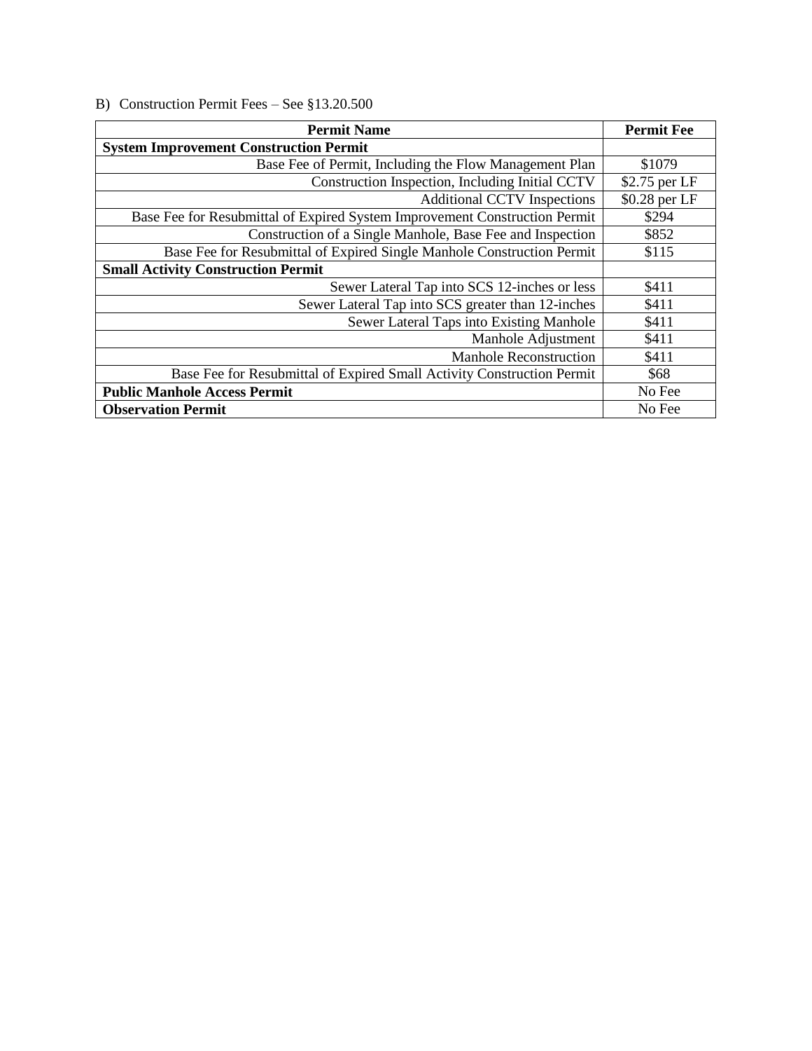B) Construction Permit Fees – See §13.20.500

| Permit Name | Permit Fee |
|---|---|
| **System Improvement Construction Permit** | |
| Base Fee of Permit, Including the Flow Management Plan | $1079 |
| Construction Inspection, Including Initial CCTV | $2.75 per LF |
| Additional CCTV Inspections | $0.28 per LF |
| Base Fee for Resubmittal of Expired System Improvement Construction Permit | $294 |
| Construction of a Single Manhole, Base Fee and Inspection | $852 |
| Base Fee for Resubmittal of Expired Single Manhole Construction Permit | $115 |
| **Small Activity Construction Permit** | |
| Sewer Lateral Tap into SCS 12-inches or less | $411 |
| Sewer Lateral Tap into SCS greater than 12-inches | $411 |
| Sewer Lateral Taps into Existing Manhole | $411 |
| Manhole Adjustment | $411 |
| Manhole Reconstruction | $411 |
| Base Fee for Resubmittal of Expired Small Activity Construction Permit | $68 |
| **Public Manhole Access Permit** | No Fee |
| **Observation Permit** | No Fee |